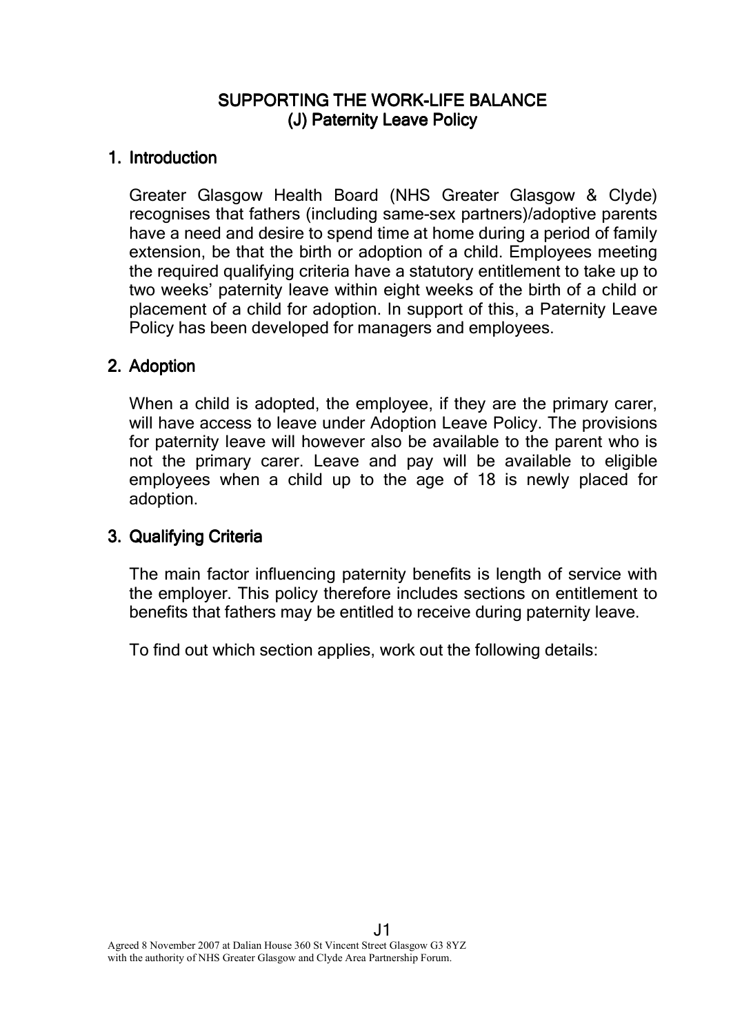# SUPPORTING THE WORK-LIFE BALANCE
## (J) Paternity Leave Policy

## 1. Introduction

Greater Glasgow Health Board (NHS Greater Glasgow & Clyde) recognises that fathers (including same-sex partners)/adoptive parents have a need and desire to spend time at home during a period of family extension, be that the birth or adoption of a child. Employees meeting the required qualifying criteria have a statutory entitlement to take up to two weeks' paternity leave within eight weeks of the birth of a child or placement of a child for adoption. In support of this, a Paternity Leave Policy has been developed for managers and employees.

## 2. Adoption

When a child is adopted, the employee, if they are the primary carer, will have access to leave under Adoption Leave Policy. The provisions for paternity leave will however also be available to the parent who is not the primary carer. Leave and pay will be available to eligible employees when a child up to the age of 18 is newly placed for adoption.

## 3. Qualifying Criteria

The main factor influencing paternity benefits is length of service with the employer. This policy therefore includes sections on entitlement to benefits that fathers may be entitled to receive during paternity leave.

To find out which section applies, work out the following details: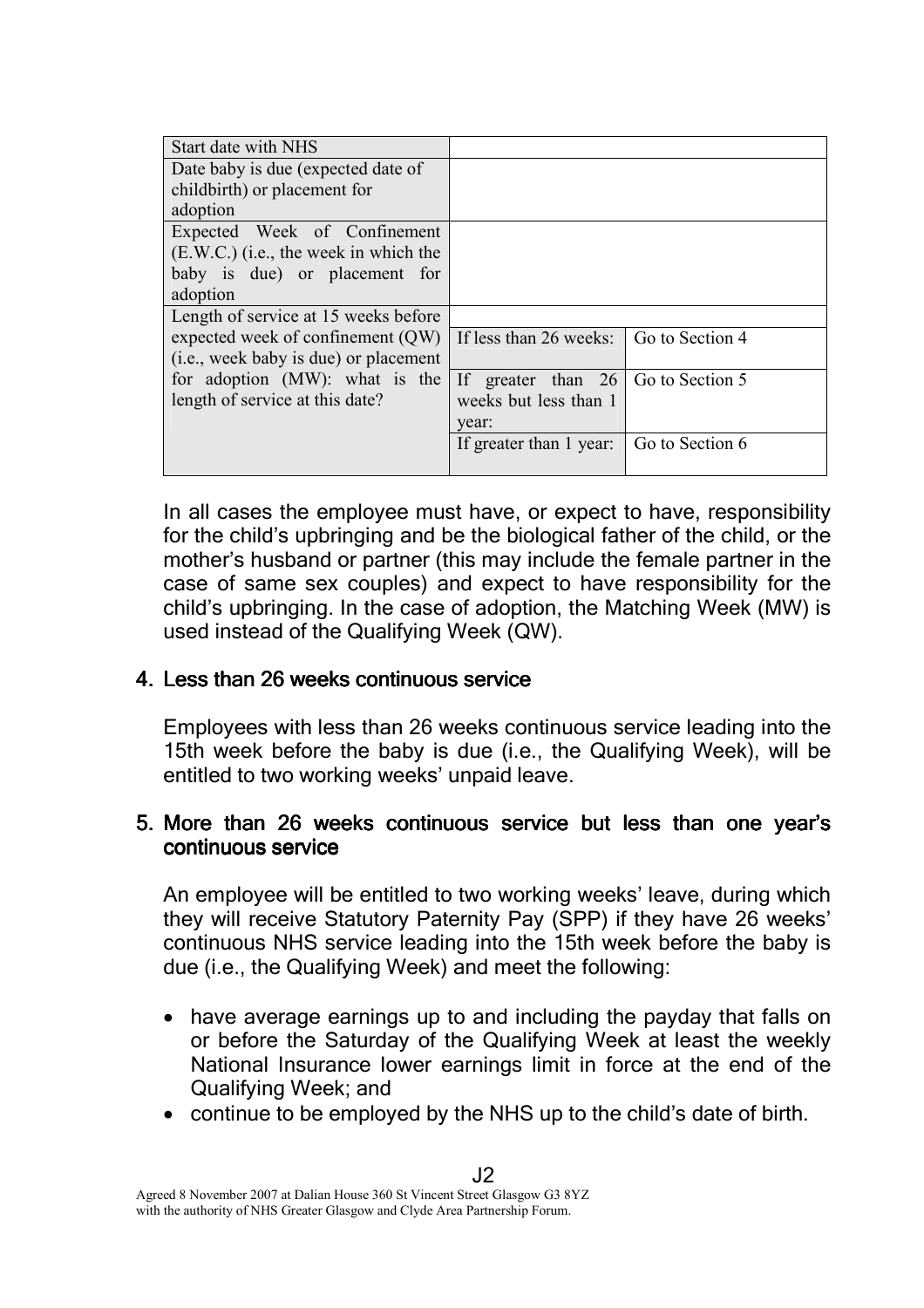| Start date with NHS | | |
|---|---|---|
| Date baby is due (expected date of childbirth) or placement for adoption | | |
| Expected Week of Confinement (E.W.C.) (i.e., the week in which the baby is due) or placement for adoption | | |
| Length of service at 15 weeks before expected week of confinement (QW) (i.e., week baby is due) or placement for adoption (MW): what is the length of service at this date? | | |
| | If less than 26 weeks: | Go to Section 4 |
| | If greater than 26 weeks but less than 1 year: | Go to Section 5 |
| | If greater than 1 year: | Go to Section 6 |

In all cases the employee must have, or expect to have, responsibility for the child's upbringing and be the biological father of the child, or the mother's husband or partner (this may include the female partner in the case of same sex couples) and expect to have responsibility for the child's upbringing. In the case of adoption, the Matching Week (MW) is used instead of the Qualifying Week (QW).

## 4. Less than 26 weeks continuous service

Employees with less than 26 weeks continuous service leading into the 15th week before the baby is due (i.e., the Qualifying Week), will be entitled to two working weeks' unpaid leave.

## 5. More than 26 weeks continuous service but less than one year's continuous service

An employee will be entitled to two working weeks' leave, during which they will receive Statutory Paternity Pay (SPP) if they have 26 weeks' continuous NHS service leading into the 15th week before the baby is due (i.e., the Qualifying Week) and meet the following:

- have average earnings up to and including the payday that falls on or before the Saturday of the Qualifying Week at least the weekly National Insurance lower earnings limit in force at the end of the Qualifying Week; and
- continue to be employed by the NHS up to the child's date of birth.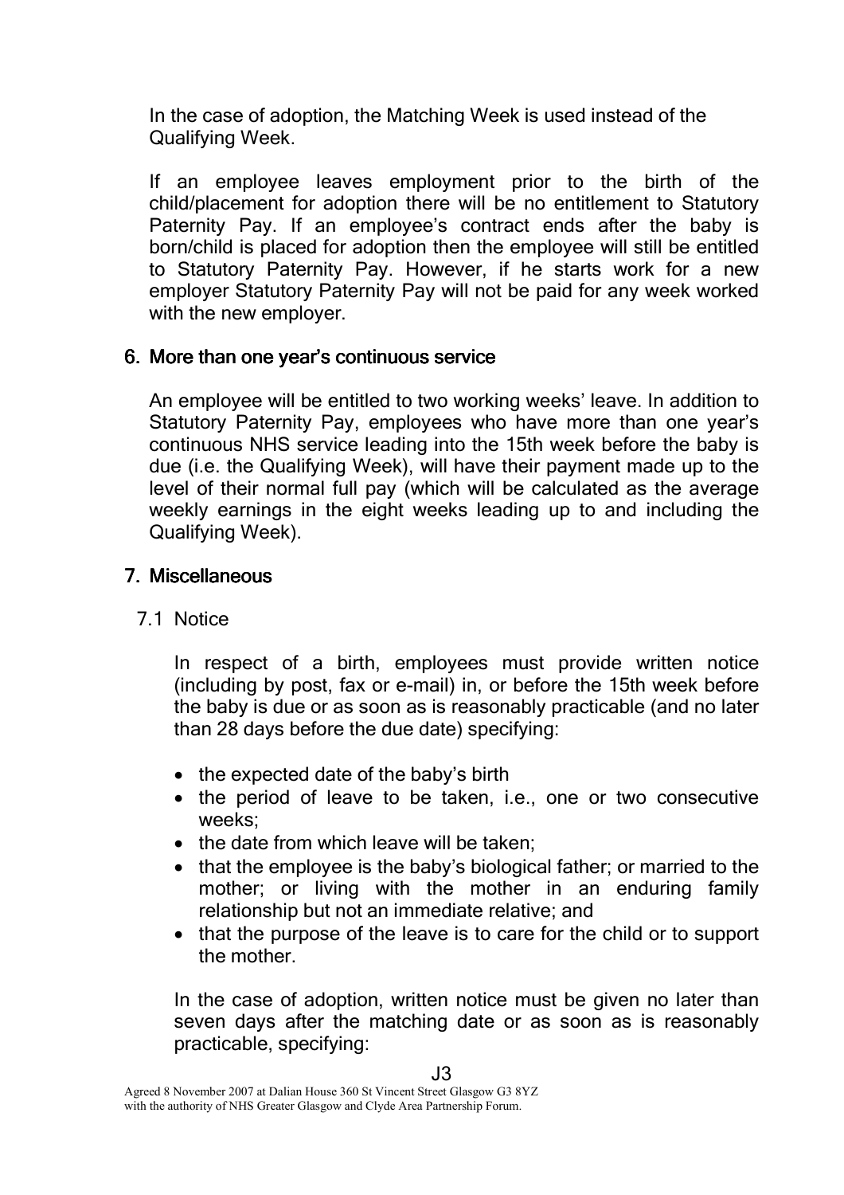In the case of adoption, the Matching Week is used instead of the Qualifying Week.

If an employee leaves employment prior to the birth of the child/placement for adoption there will be no entitlement to Statutory Paternity Pay. If an employee's contract ends after the baby is born/child is placed for adoption then the employee will still be entitled to Statutory Paternity Pay. However, if he starts work for a new employer Statutory Paternity Pay will not be paid for any week worked with the new employer.

## 6. More than one year's continuous service

An employee will be entitled to two working weeks' leave. In addition to Statutory Paternity Pay, employees who have more than one year's continuous NHS service leading into the 15th week before the baby is due (i.e. the Qualifying Week), will have their payment made up to the level of their normal full pay (which will be calculated as the average weekly earnings in the eight weeks leading up to and including the Qualifying Week).

## 7. Miscellaneous

### 7.1 Notice

In respect of a birth, employees must provide written notice (including by post, fax or e-mail) in, or before the 15th week before the baby is due or as soon as is reasonably practicable (and no later than 28 days before the due date) specifying:

- the expected date of the baby's birth
- the period of leave to be taken, i.e., one or two consecutive weeks;
- the date from which leave will be taken;
- that the employee is the baby's biological father; or married to the mother; or living with the mother in an enduring family relationship but not an immediate relative; and
- that the purpose of the leave is to care for the child or to support the mother.

In the case of adoption, written notice must be given no later than seven days after the matching date or as soon as is reasonably practicable, specifying: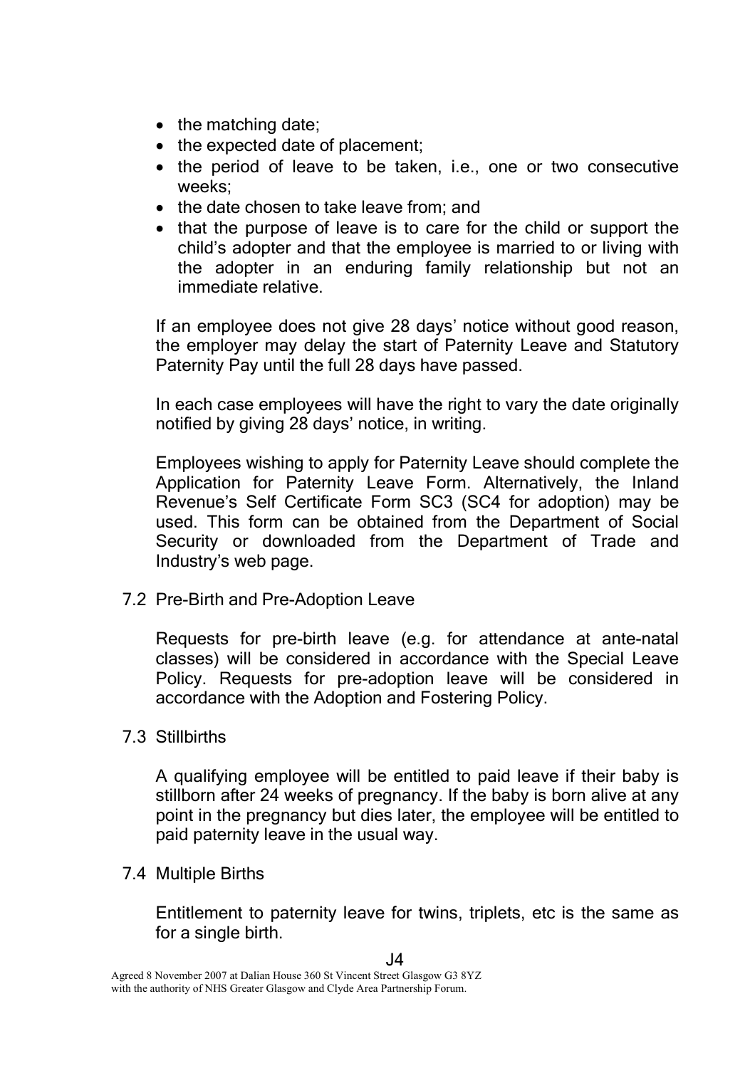- the matching date;
- the expected date of placement;
- the period of leave to be taken, i.e., one or two consecutive weeks;
- the date chosen to take leave from; and
- that the purpose of leave is to care for the child or support the child's adopter and that the employee is married to or living with the adopter in an enduring family relationship but not an immediate relative.

If an employee does not give 28 days' notice without good reason, the employer may delay the start of Paternity Leave and Statutory Paternity Pay until the full 28 days have passed.

In each case employees will have the right to vary the date originally notified by giving 28 days' notice, in writing.

Employees wishing to apply for Paternity Leave should complete the Application for Paternity Leave Form. Alternatively, the Inland Revenue's Self Certificate Form SC3 (SC4 for adoption) may be used. This form can be obtained from the Department of Social Security or downloaded from the Department of Trade and Industry's web page.

7.2 Pre-Birth and Pre-Adoption Leave

Requests for pre-birth leave (e.g. for attendance at ante-natal classes) will be considered in accordance with the Special Leave Policy. Requests for pre-adoption leave will be considered in accordance with the Adoption and Fostering Policy.

7.3 Stillbirths

A qualifying employee will be entitled to paid leave if their baby is stillborn after 24 weeks of pregnancy. If the baby is born alive at any point in the pregnancy but dies later, the employee will be entitled to paid paternity leave in the usual way.

7.4 Multiple Births

Entitlement to paternity leave for twins, triplets, etc is the same as for a single birth.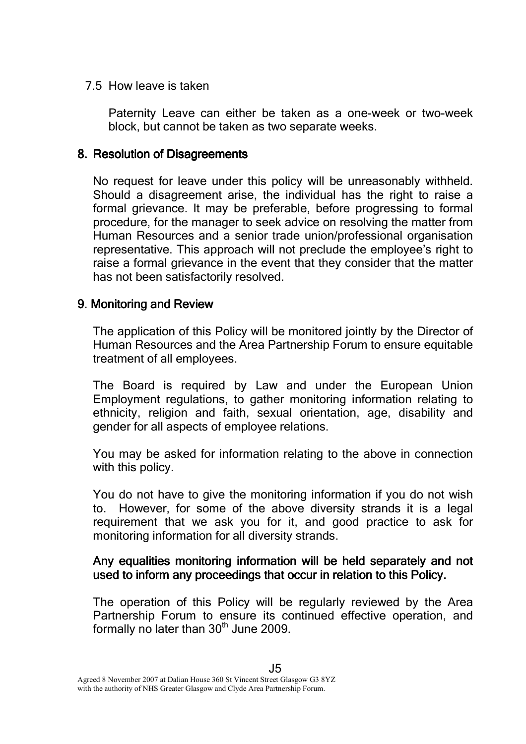### 7.5 How leave is taken

Paternity Leave can either be taken as a one-week or two-week block, but cannot be taken as two separate weeks.

## 8. Resolution of Disagreements

No request for leave under this policy will be unreasonably withheld. Should a disagreement arise, the individual has the right to raise a formal grievance. It may be preferable, before progressing to formal procedure, for the manager to seek advice on resolving the matter from Human Resources and a senior trade union/professional organisation representative. This approach will not preclude the employee's right to raise a formal grievance in the event that they consider that the matter has not been satisfactorily resolved.

## 9. Monitoring and Review

The application of this Policy will be monitored jointly by the Director of Human Resources and the Area Partnership Forum to ensure equitable treatment of all employees.

The Board is required by Law and under the European Union Employment regulations, to gather monitoring information relating to ethnicity, religion and faith, sexual orientation, age, disability and gender for all aspects of employee relations.

You may be asked for information relating to the above in connection with this policy.

You do not have to give the monitoring information if you do not wish to. However, for some of the above diversity strands it is a legal requirement that we ask you for it, and good practice to ask for monitoring information for all diversity strands.

**Any equalities monitoring information will be held separately and not used to inform any proceedings that occur in relation to this Policy.**

The operation of this Policy will be regularly reviewed by the Area Partnership Forum to ensure its continued effective operation, and formally no later than 30th June 2009.

Agreed 8 November 2007 at Dalian House 360 St Vincent Street Glasgow G3 8YZ with the authority of NHS Greater Glasgow and Clyde Area Partnership Forum.